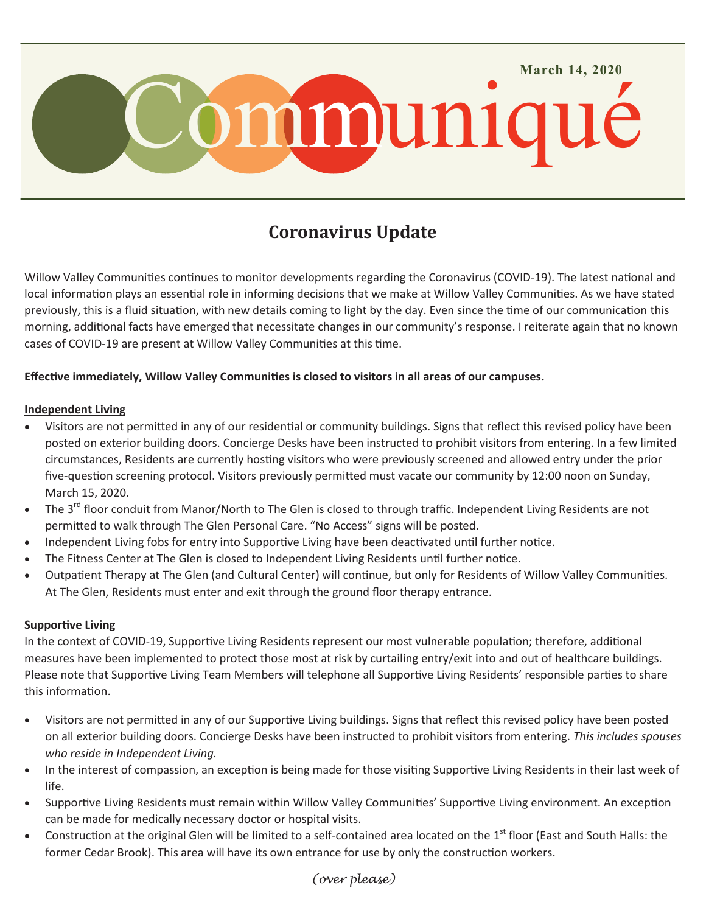March 14, 2020

# Communiqué

## Coronavirus Update

Willow Valley Communities continues to monitor developments regarding the Coronavirus (COVID-19). The latest national and local information plays an essential role in informing decisions that we make at Willow Valley Communities. As we have stated previously, this is a fluid situation, with new details coming to light by the day. Even since the time of our communication this morning, additional facts have emerged that necessitate changes in our community's response. I reiterate again that no known cases of COVID-19 are present at Willow Valley Communities at this time.

**Effective immediately, Willow Valley Communities is closed to visitors in all areas of our campuses.**

### Independent Living

- Visitors are not permitted in any of our residential or community buildings. Signs that reflect this revised policy have been posted on exterior building doors. Concierge Desks have been instructed to prohibit visitors from entering. In a few limited circumstances, Residents are currently hosting visitors who were previously screened and allowed entry under the prior five-question screening protocol. Visitors previously permitted must vacate our community by 12:00 noon on Sunday, March 15, 2020.
- The 3rd floor conduit from Manor/North to The Glen is closed to through traffic. Independent Living Residents are not permitted to walk through The Glen Personal Care. "No Access" signs will be posted.
- Independent Living fobs for entry into Supportive Living have been deactivated until further notice.
- The Fitness Center at The Glen is closed to Independent Living Residents until further notice.
- Outpatient Therapy at The Glen (and Cultural Center) will continue, but only for Residents of Willow Valley Communities. At The Glen, Residents must enter and exit through the ground floor therapy entrance.

### Supportive Living

In the context of COVID-19, Supportive Living Residents represent our most vulnerable population; therefore, additional measures have been implemented to protect those most at risk by curtailing entry/exit into and out of healthcare buildings. Please note that Supportive Living Team Members will telephone all Supportive Living Residents' responsible parties to share this information.

- Visitors are not permitted in any of our Supportive Living buildings. Signs that reflect this revised policy have been posted on all exterior building doors. Concierge Desks have been instructed to prohibit visitors from entering. *This includes spouses who reside in Independent Living.*
- In the interest of compassion, an exception is being made for those visiting Supportive Living Residents in their last week of life.
- Supportive Living Residents must remain within Willow Valley Communities' Supportive Living environment. An exception can be made for medically necessary doctor or hospital visits.
- Construction at the original Glen will be limited to a self-contained area located on the 1st floor (East and South Halls: the former Cedar Brook). This area will have its own entrance for use by only the construction workers.

*(over please)*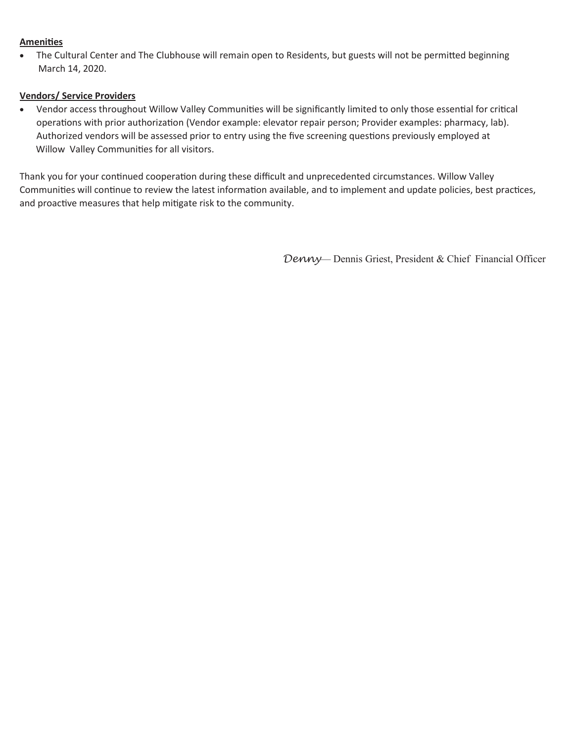**Amenities**

- The Cultural Center and The Clubhouse will remain open to Residents, but guests will not be permitted beginning March 14, 2020.

**Vendors/ Service Providers**

- Vendor access throughout Willow Valley Communities will be significantly limited to only those essential for critical operations with prior authorization (Vendor example: elevator repair person; Provider examples: pharmacy, lab). Authorized vendors will be assessed prior to entry using the five screening questions previously employed at Willow Valley Communities for all visitors.

Thank you for your continued cooperation during these difficult and unprecedented circumstances. Willow Valley Communities will continue to review the latest information available, and to implement and update policies, best practices, and proactive measures that help mitigate risk to the community.

*Denny*— Dennis Griest, President & Chief Financial Officer